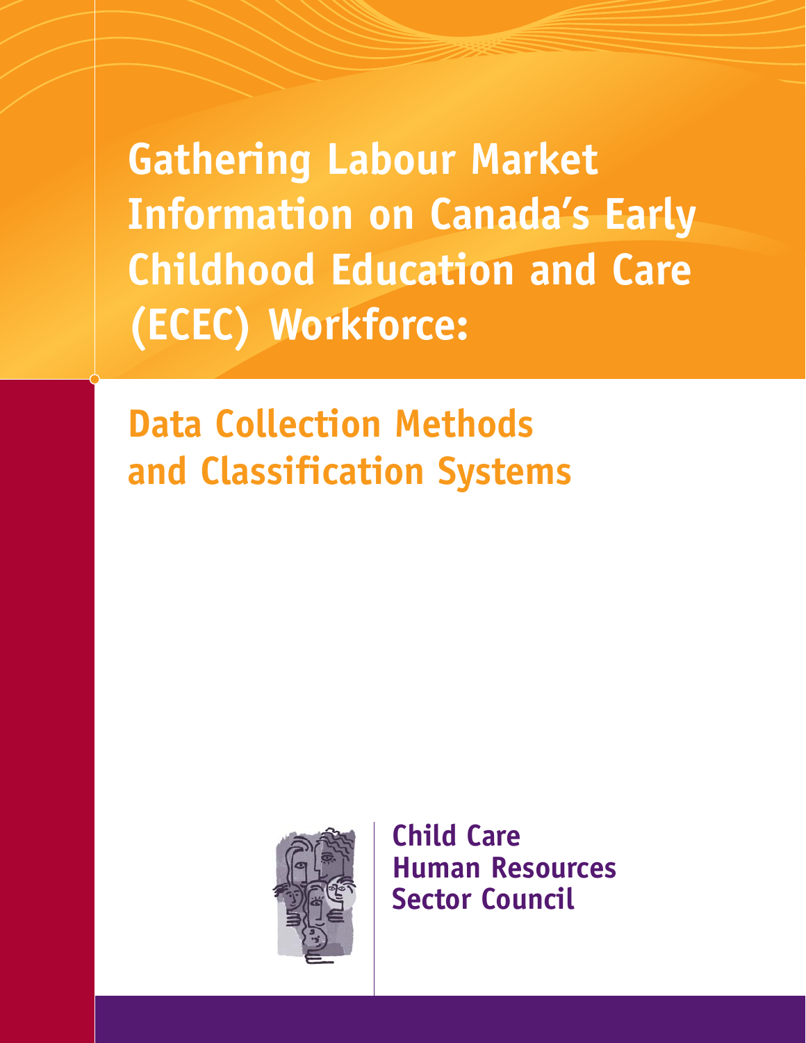# Gathering Labour Market Information on Canada's Early Childhood Education and Care (ECEC) Workforce:

## Data Collection Methods and Classification Systems

Child Care Human Resources Sector Council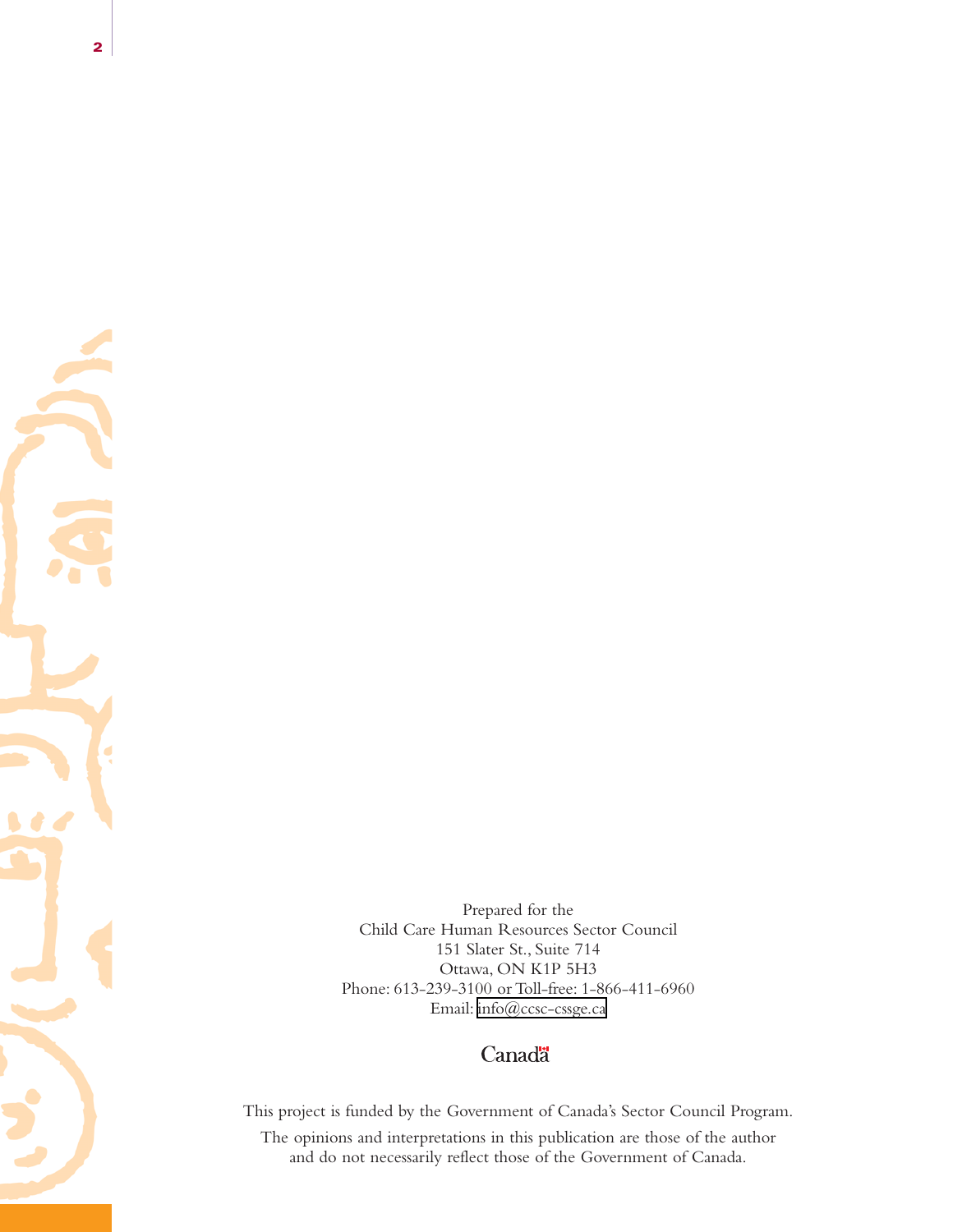Prepared for the
Child Care Human Resources Sector Council
151 Slater St., Suite 714
Ottawa, ON K1P 5H3
Phone: 613-239-3100 or Toll-free: 1-866-411-6960
Email: info@ccsc-cssge.ca

Canada

This project is funded by the Government of Canada's Sector Council Program.

The opinions and interpretations in this publication are those of the author and do not necessarily reflect those of the Government of Canada.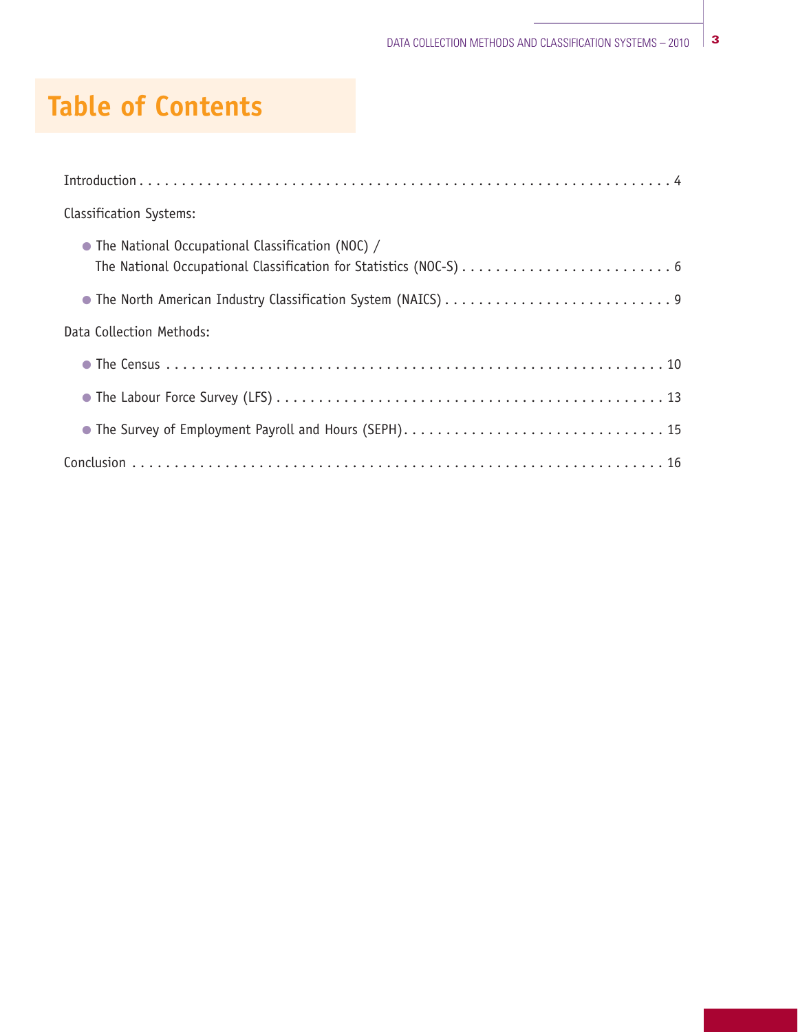# Table of Contents

Introduction . . . . . . . . . . . . . . . . . . . . . . . . . . . . . . . . . . . . . . . . . . . . . . . . . . . . . . . . . . . . 4

Classification Systems:

- The National Occupational Classification (NOC) /
  The National Occupational Classification for Statistics (NOC-S) . . . . . . . . . . . . . . . . . . . . . . . . . . 6
- The North American Industry Classification System (NAICS) . . . . . . . . . . . . . . . . . . . . . . . . . . . 9

Data Collection Methods:

- The Census . . . . . . . . . . . . . . . . . . . . . . . . . . . . . . . . . . . . . . . . . . . . . . . . . . . . . . . . . . 10
- The Labour Force Survey (LFS) . . . . . . . . . . . . . . . . . . . . . . . . . . . . . . . . . . . . . . . . . . . . . 13
- The Survey of Employment Payroll and Hours (SEPH). . . . . . . . . . . . . . . . . . . . . . . . . . . . . . . 15

Conclusion . . . . . . . . . . . . . . . . . . . . . . . . . . . . . . . . . . . . . . . . . . . . . . . . . . . . . . . . . . . . 16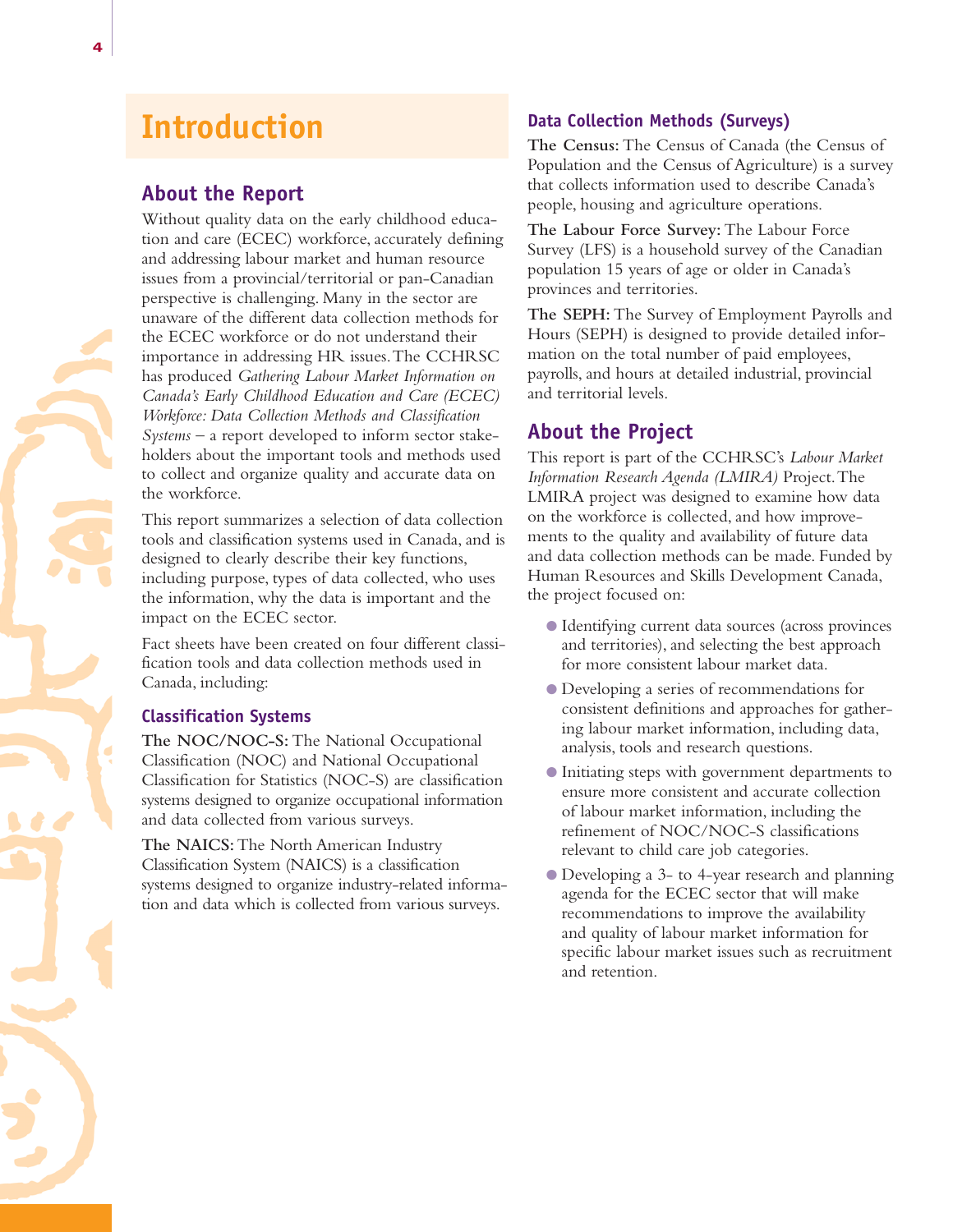# Introduction

## About the Report

Without quality data on the early childhood education and care (ECEC) workforce, accurately defining and addressing labour market and human resource issues from a provincial/territorial or pan-Canadian perspective is challenging. Many in the sector are unaware of the different data collection methods for the ECEC workforce or do not understand their importance in addressing HR issues. The CCHRSC has produced *Gathering Labour Market Information on Canada's Early Childhood Education and Care (ECEC) Workforce: Data Collection Methods and Classification Systems* – a report developed to inform sector stakeholders about the important tools and methods used to collect and organize quality and accurate data on the workforce.

This report summarizes a selection of data collection tools and classification systems used in Canada, and is designed to clearly describe their key functions, including purpose, types of data collected, who uses the information, why the data is important and the impact on the ECEC sector.

Fact sheets have been created on four different classification tools and data collection methods used in Canada, including:

### Classification Systems

**The NOC/NOC-S:** The National Occupational Classification (NOC) and National Occupational Classification for Statistics (NOC-S) are classification systems designed to organize occupational information and data collected from various surveys.

**The NAICS:** The North American Industry Classification System (NAICS) is a classification systems designed to organize industry-related information and data which is collected from various surveys.

### Data Collection Methods (Surveys)

**The Census:** The Census of Canada (the Census of Population and the Census of Agriculture) is a survey that collects information used to describe Canada's people, housing and agriculture operations.

**The Labour Force Survey:** The Labour Force Survey (LFS) is a household survey of the Canadian population 15 years of age or older in Canada's provinces and territories.

**The SEPH:** The Survey of Employment Payrolls and Hours (SEPH) is designed to provide detailed information on the total number of paid employees, payrolls, and hours at detailed industrial, provincial and territorial levels.

## About the Project

This report is part of the CCHRSC's *Labour Market Information Research Agenda (LMIRA)* Project. The LMIRA project was designed to examine how data on the workforce is collected, and how improvements to the quality and availability of future data and data collection methods can be made. Funded by Human Resources and Skills Development Canada, the project focused on:

- Identifying current data sources (across provinces and territories), and selecting the best approach for more consistent labour market data.
- Developing a series of recommendations for consistent definitions and approaches for gathering labour market information, including data, analysis, tools and research questions.
- Initiating steps with government departments to ensure more consistent and accurate collection of labour market information, including the refinement of NOC/NOC-S classifications relevant to child care job categories.
- Developing a 3- to 4-year research and planning agenda for the ECEC sector that will make recommendations to improve the availability and quality of labour market information for specific labour market issues such as recruitment and retention.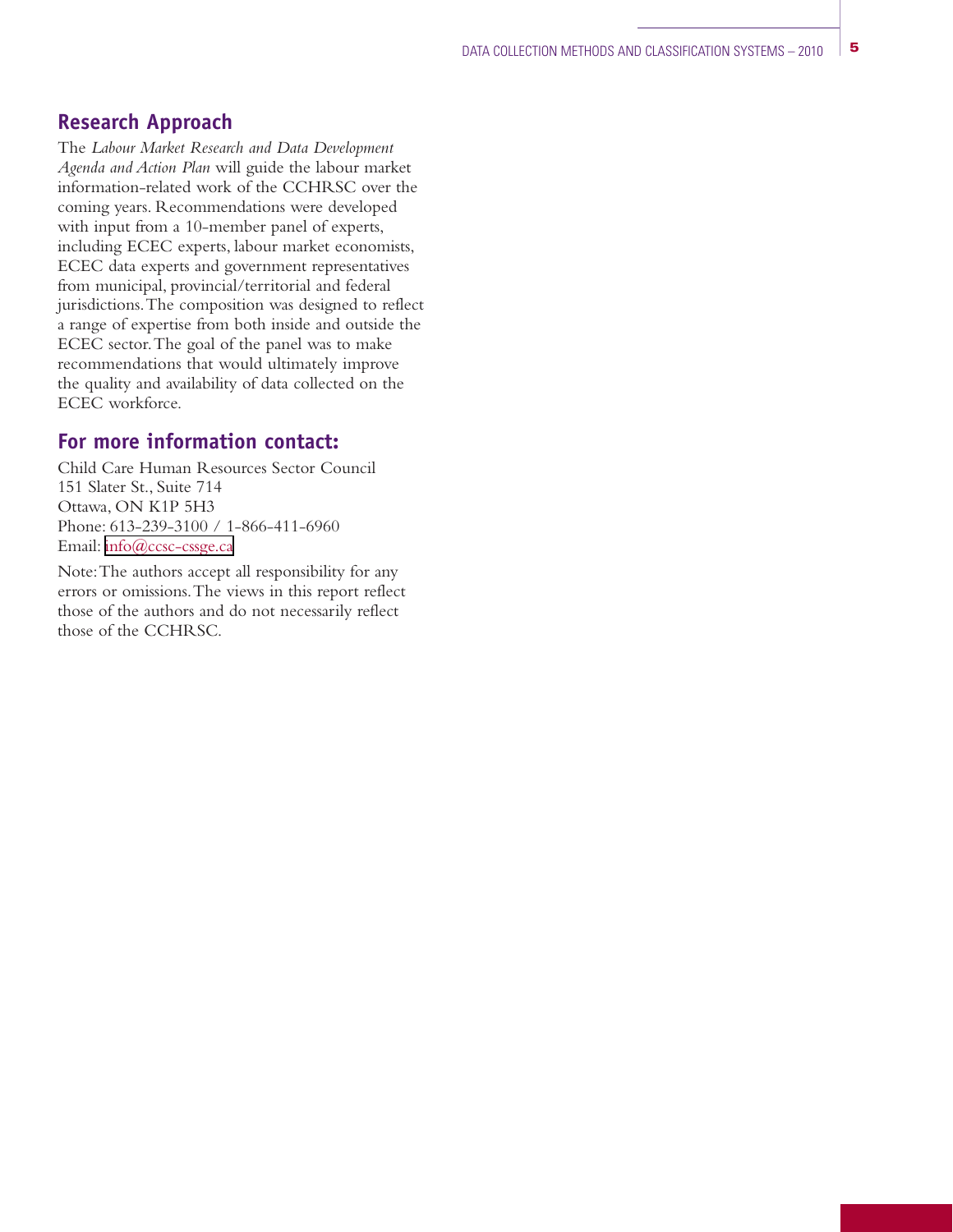## Research Approach

The *Labour Market Research and Data Development Agenda and Action Plan* will guide the labour market information-related work of the CCHRSC over the coming years. Recommendations were developed with input from a 10-member panel of experts, including ECEC experts, labour market economists, ECEC data experts and government representatives from municipal, provincial/territorial and federal jurisdictions. The composition was designed to reflect a range of expertise from both inside and outside the ECEC sector. The goal of the panel was to make recommendations that would ultimately improve the quality and availability of data collected on the ECEC workforce.

## For more information contact:

Child Care Human Resources Sector Council
151 Slater St., Suite 714
Ottawa, ON K1P 5H3
Phone: 613-239-3100 / 1-866-411-6960
Email: info@ccsc-cssge.ca

Note: The authors accept all responsibility for any errors or omissions. The views in this report reflect those of the authors and do not necessarily reflect those of the CCHRSC.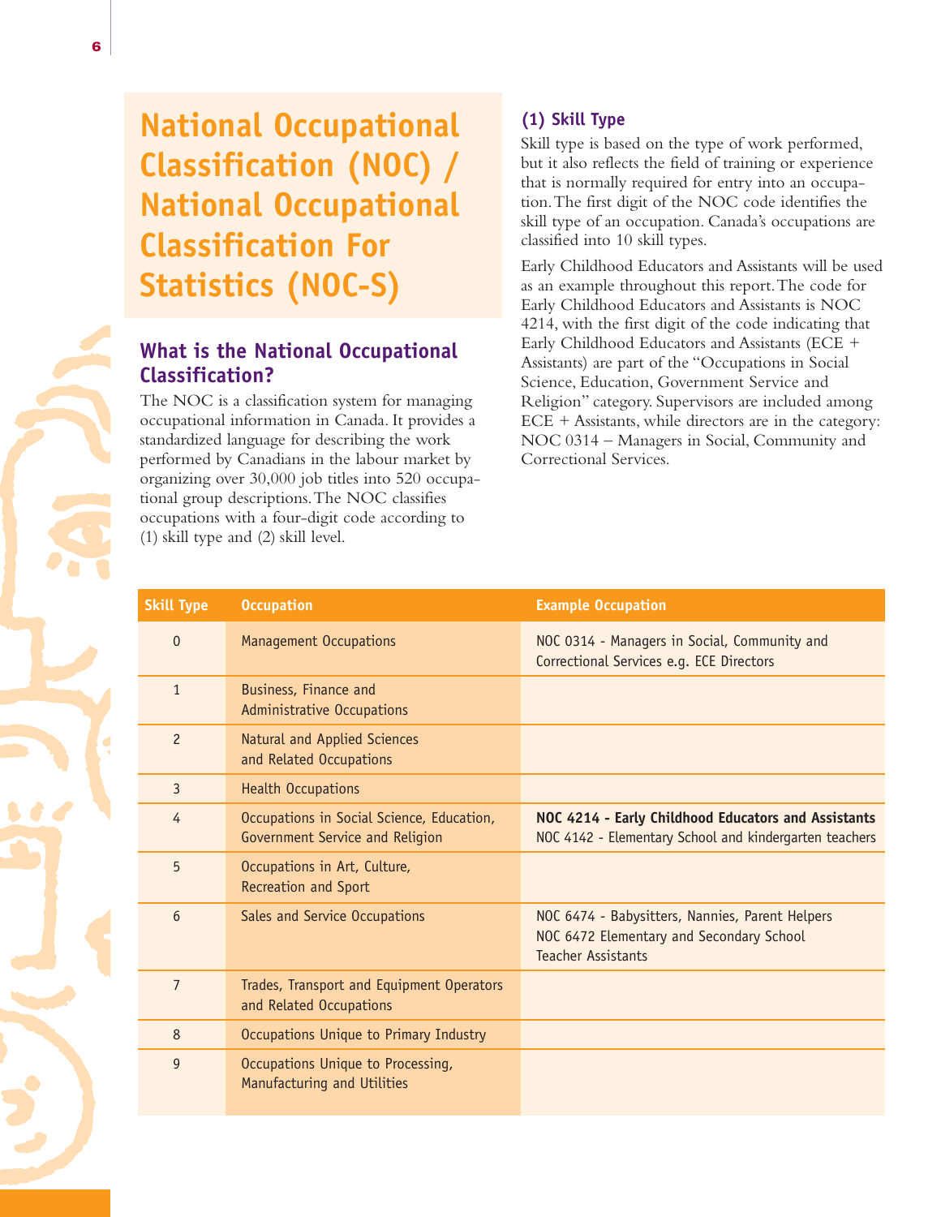# National Occupational Classification (NOC) / National Occupational Classification For Statistics (NOC-S)

## What is the National Occupational Classification?

The NOC is a classification system for managing occupational information in Canada. It provides a standardized language for describing the work performed by Canadians in the labour market by organizing over 30,000 job titles into 520 occupational group descriptions. The NOC classifies occupations with a four-digit code according to (1) skill type and (2) skill level.

### (1) Skill Type

Skill type is based on the type of work performed, but it also reflects the field of training or experience that is normally required for entry into an occupation. The first digit of the NOC code identifies the skill type of an occupation. Canada's occupations are classified into 10 skill types.

Early Childhood Educators and Assistants will be used as an example throughout this report. The code for Early Childhood Educators and Assistants is NOC 4214, with the first digit of the code indicating that Early Childhood Educators and Assistants (ECE + Assistants) are part of the "Occupations in Social Science, Education, Government Service and Religion" category. Supervisors are included among ECE + Assistants, while directors are in the category: NOC 0314 – Managers in Social, Community and Correctional Services.

| Skill Type | Occupation | Example Occupation |
|---|---|---|
| 0 | Management Occupations | NOC 0314 - Managers in Social, Community and Correctional Services e.g. ECE Directors |
| 1 | Business, Finance and Administrative Occupations | |
| 2 | Natural and Applied Sciences and Related Occupations | |
| 3 | Health Occupations | |
| 4 | Occupations in Social Science, Education, Government Service and Religion | **NOC 4214 - Early Childhood Educators and Assistants**<br>NOC 4142 - Elementary School and kindergarten teachers |
| 5 | Occupations in Art, Culture, Recreation and Sport | |
| 6 | Sales and Service Occupations | NOC 6474 - Babysitters, Nannies, Parent Helpers<br>NOC 6472 Elementary and Secondary School Teacher Assistants |
| 7 | Trades, Transport and Equipment Operators and Related Occupations | |
| 8 | Occupations Unique to Primary Industry | |
| 9 | Occupations Unique to Processing, Manufacturing and Utilities | |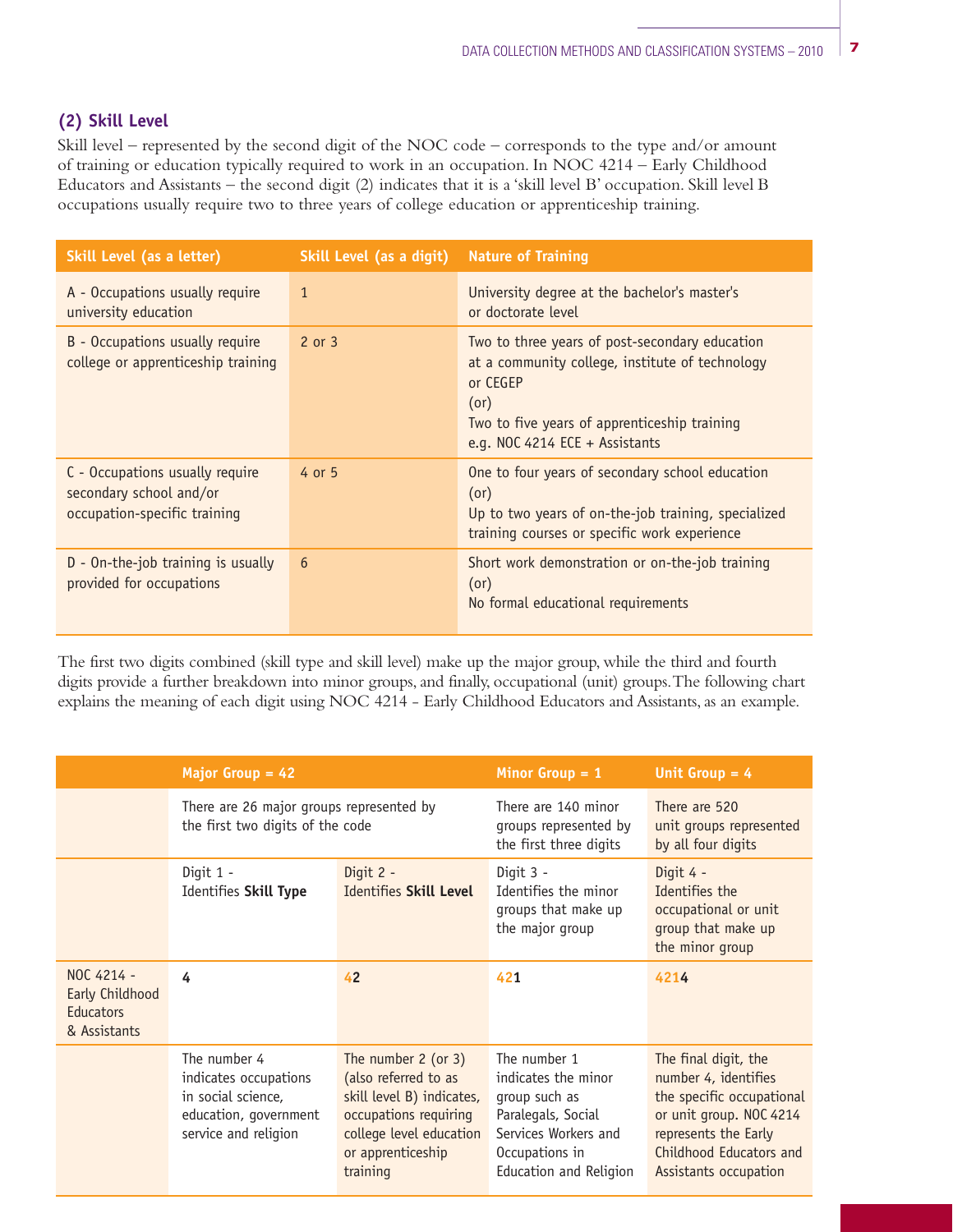### (2) Skill Level

Skill level – represented by the second digit of the NOC code – corresponds to the type and/or amount of training or education typically required to work in an occupation. In NOC 4214 – Early Childhood Educators and Assistants – the second digit (2) indicates that it is a 'skill level B' occupation. Skill level B occupations usually require two to three years of college education or apprenticeship training.

| Skill Level (as a letter) | Skill Level (as a digit) | Nature of Training |
|---|---|---|
| A - Occupations usually require university education | 1 | University degree at the bachelor's master's or doctorate level |
| B - Occupations usually require college or apprenticeship training | 2 or 3 | Two to three years of post-secondary education at a community college, institute of technology or CEGEP (or) Two to five years of apprenticeship training e.g. NOC 4214 ECE + Assistants |
| C - Occupations usually require secondary school and/or occupation-specific training | 4 or 5 | One to four years of secondary school education (or) Up to two years of on-the-job training, specialized training courses or specific work experience |
| D - On-the-job training is usually provided for occupations | 6 | Short work demonstration or on-the-job training (or) No formal educational requirements |

The first two digits combined (skill type and skill level) make up the major group, while the third and fourth digits provide a further breakdown into minor groups, and finally, occupational (unit) groups. The following chart explains the meaning of each digit using NOC 4214 - Early Childhood Educators and Assistants, as an example.

| | Major Group = 42 | | Minor Group = 1 | Unit Group = 4 |
|---|---|---|---|---|
| | There are 26 major groups represented by the first two digits of the code | | There are 140 minor groups represented by the first three digits | There are 520 unit groups represented by all four digits |
| | Digit 1 - Identifies **Skill Type** | Digit 2 - Identifies **Skill Level** | Digit 3 - Identifies the minor groups that make up the major group | Digit 4 - Identifies the occupational or unit group that make up the minor group |
| NOC 4214 - Early Childhood Educators & Assistants | **4** | 4**2** | 42**1** | 421**4** |
| | The number 4 indicates occupations in social science, education, government service and religion | The number 2 (or 3) (also referred to as skill level B) indicates, occupations requiring college level education or apprenticeship training | The number 1 indicates the minor group such as Paralegals, Social Services Workers and Occupations in Education and Religion | The final digit, the number 4, identifies the specific occupational or unit group. NOC 4214 represents the Early Childhood Educators and Assistants occupation |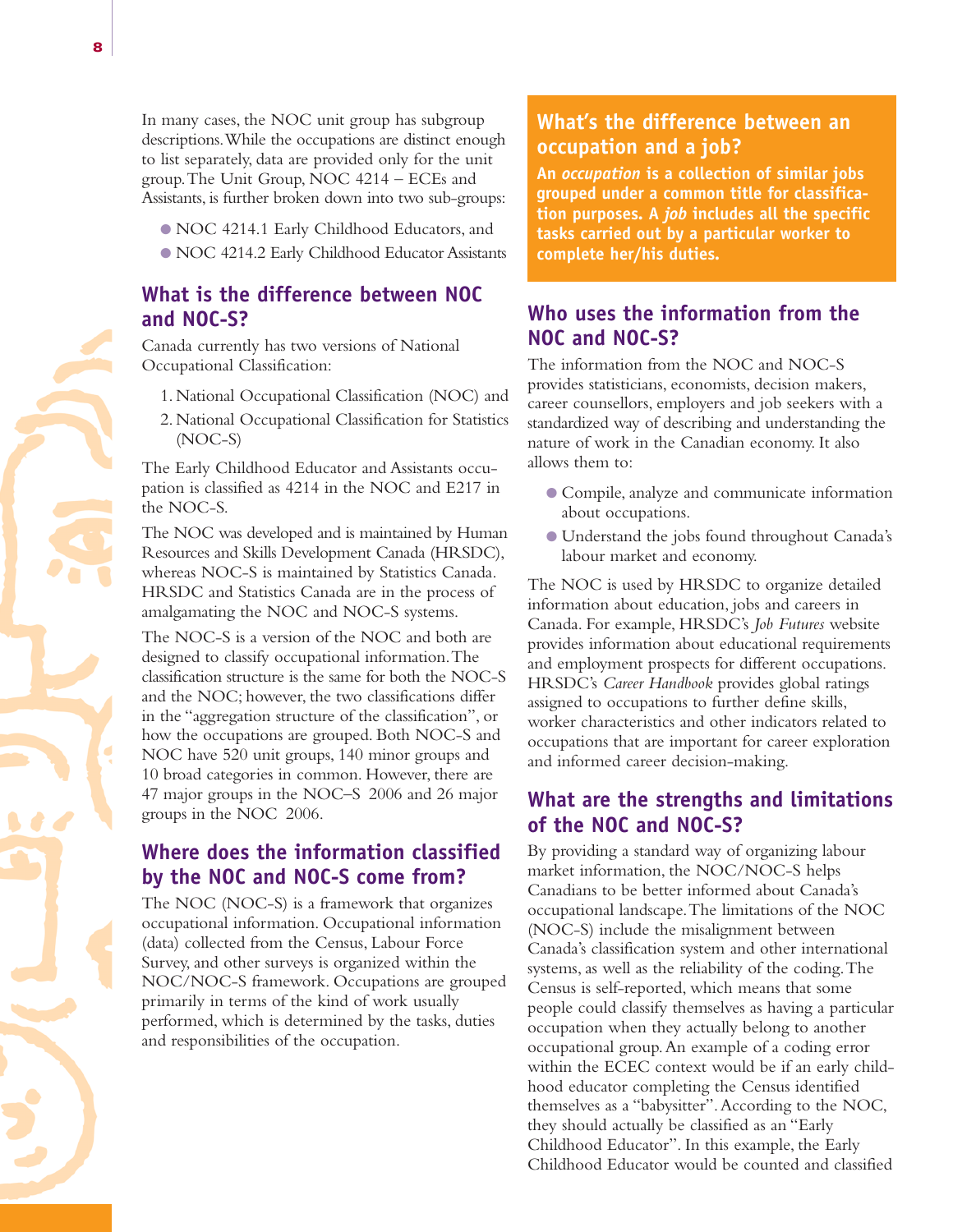In many cases, the NOC unit group has subgroup descriptions. While the occupations are distinct enough to list separately, data are provided only for the unit group. The Unit Group, NOC 4214 – ECEs and Assistants, is further broken down into two sub-groups:

- NOC 4214.1 Early Childhood Educators, and
- NOC 4214.2 Early Childhood Educator Assistants

## What is the difference between NOC and NOC-S?

Canada currently has two versions of National Occupational Classification:

1. National Occupational Classification (NOC) and
2. National Occupational Classification for Statistics (NOC-S)

The Early Childhood Educator and Assistants occupation is classified as 4214 in the NOC and E217 in the NOC-S.

The NOC was developed and is maintained by Human Resources and Skills Development Canada (HRSDC), whereas NOC-S is maintained by Statistics Canada. HRSDC and Statistics Canada are in the process of amalgamating the NOC and NOC-S systems.

The NOC-S is a version of the NOC and both are designed to classify occupational information. The classification structure is the same for both the NOC-S and the NOC; however, the two classifications differ in the "aggregation structure of the classification", or how the occupations are grouped. Both NOC-S and NOC have 520 unit groups, 140 minor groups and 10 broad categories in common. However, there are 47 major groups in the NOC–S 2006 and 26 major groups in the NOC 2006.

## Where does the information classified by the NOC and NOC-S come from?

The NOC (NOC-S) is a framework that organizes occupational information. Occupational information (data) collected from the Census, Labour Force Survey, and other surveys is organized within the NOC/NOC-S framework. Occupations are grouped primarily in terms of the kind of work usually performed, which is determined by the tasks, duties and responsibilities of the occupation.

## What's the difference between an occupation and a job?

**An *occupation* is a collection of similar jobs grouped under a common title for classification purposes. A *job* includes all the specific tasks carried out by a particular worker to complete her/his duties.**

## Who uses the information from the NOC and NOC-S?

The information from the NOC and NOC-S provides statisticians, economists, decision makers, career counsellors, employers and job seekers with a standardized way of describing and understanding the nature of work in the Canadian economy. It also allows them to:

- Compile, analyze and communicate information about occupations.
- Understand the jobs found throughout Canada's labour market and economy.

The NOC is used by HRSDC to organize detailed information about education, jobs and careers in Canada. For example, HRSDC's *Job Futures* website provides information about educational requirements and employment prospects for different occupations. HRSDC's *Career Handbook* provides global ratings assigned to occupations to further define skills, worker characteristics and other indicators related to occupations that are important for career exploration and informed career decision-making.

## What are the strengths and limitations of the NOC and NOC-S?

By providing a standard way of organizing labour market information, the NOC/NOC-S helps Canadians to be better informed about Canada's occupational landscape. The limitations of the NOC (NOC-S) include the misalignment between Canada's classification system and other international systems, as well as the reliability of the coding. The Census is self-reported, which means that some people could classify themselves as having a particular occupation when they actually belong to another occupational group. An example of a coding error within the ECEC context would be if an early childhood educator completing the Census identified themselves as a "babysitter". According to the NOC, they should actually be classified as an "Early Childhood Educator". In this example, the Early Childhood Educator would be counted and classified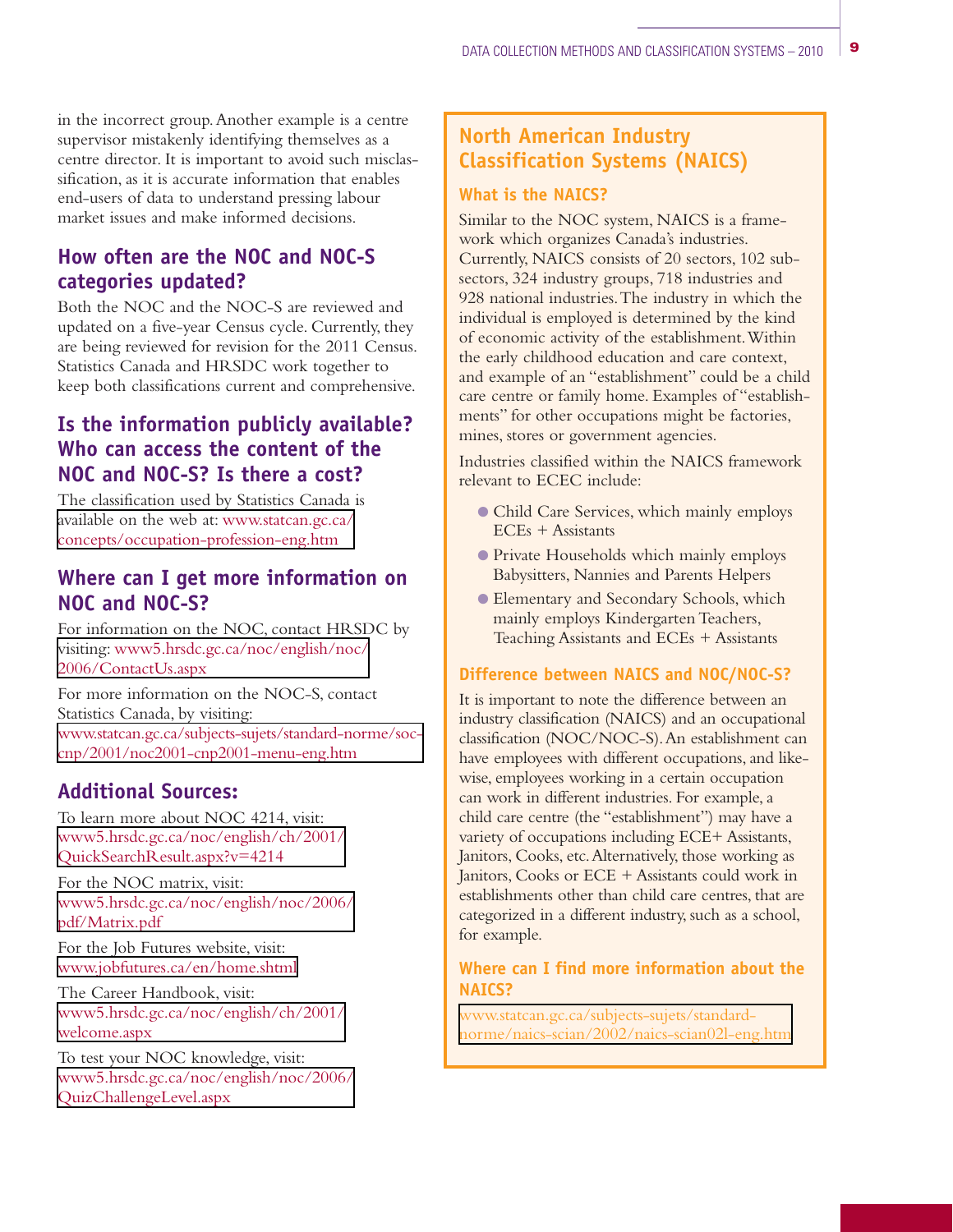in the incorrect group. Another example is a centre supervisor mistakenly identifying themselves as a centre director. It is important to avoid such misclassification, as it is accurate information that enables end-users of data to understand pressing labour market issues and make informed decisions.

## How often are the NOC and NOC-S categories updated?

Both the NOC and the NOC-S are reviewed and updated on a five-year Census cycle. Currently, they are being reviewed for revision for the 2011 Census. Statistics Canada and HRSDC work together to keep both classifications current and comprehensive.

## Is the information publicly available? Who can access the content of the NOC and NOC-S? Is there a cost?

The classification used by Statistics Canada is available on the web at: www.statcan.gc.ca/concepts/occupation-profession-eng.htm

## Where can I get more information on NOC and NOC-S?

For information on the NOC, contact HRSDC by visiting: www5.hrsdc.gc.ca/noc/english/noc/2006/ContactUs.aspx

For more information on the NOC-S, contact Statistics Canada, by visiting: www.statcan.gc.ca/subjects-sujets/standard-norme/soc-cnp/2001/noc2001-cnp2001-menu-eng.htm

## Additional Sources:

To learn more about NOC 4214, visit: www5.hrsdc.gc.ca/noc/english/ch/2001/QuickSearchResult.aspx?v=4214

For the NOC matrix, visit: www5.hrsdc.gc.ca/noc/english/noc/2006/pdf/Matrix.pdf

For the Job Futures website, visit: www.jobfutures.ca/en/home.shtml

The Career Handbook, visit: www5.hrsdc.gc.ca/noc/english/ch/2001/welcome.aspx

To test your NOC knowledge, visit: www5.hrsdc.gc.ca/noc/english/noc/2006/QuizChallengeLevel.aspx

## North American Industry Classification Systems (NAICS)

### What is the NAICS?

Similar to the NOC system, NAICS is a framework which organizes Canada's industries. Currently, NAICS consists of 20 sectors, 102 subsectors, 324 industry groups, 718 industries and 928 national industries. The industry in which the individual is employed is determined by the kind of economic activity of the establishment. Within the early childhood education and care context, and example of an "establishment" could be a child care centre or family home. Examples of "establishments" for other occupations might be factories, mines, stores or government agencies.

Industries classified within the NAICS framework relevant to ECEC include:

- Child Care Services, which mainly employs ECEs + Assistants
- Private Households which mainly employ Babysitters, Nannies and Parents Helpers
- Elementary and Secondary Schools, which mainly employs Kindergarten Teachers, Teaching Assistants and ECEs + Assistants

### Difference between NAICS and NOC/NOC-S?

It is important to note the difference between an industry classification (NAICS) and an occupational classification (NOC/NOC-S). An establishment can have employees with different occupations, and likewise, employees working in a certain occupation can work in different industries. For example, a child care centre (the "establishment") may have a variety of occupations including ECE+ Assistants, Janitors, Cooks, etc. Alternatively, those working as Janitors, Cooks or ECE + Assistants could work in establishments other than child care centres, that are categorized in a different industry, such as a school, for example.

### Where can I find more information about the NAICS?

www.statcan.gc.ca/subjects-sujets/standard-norme/naics-scian/2002/naics-scian02l-eng.htm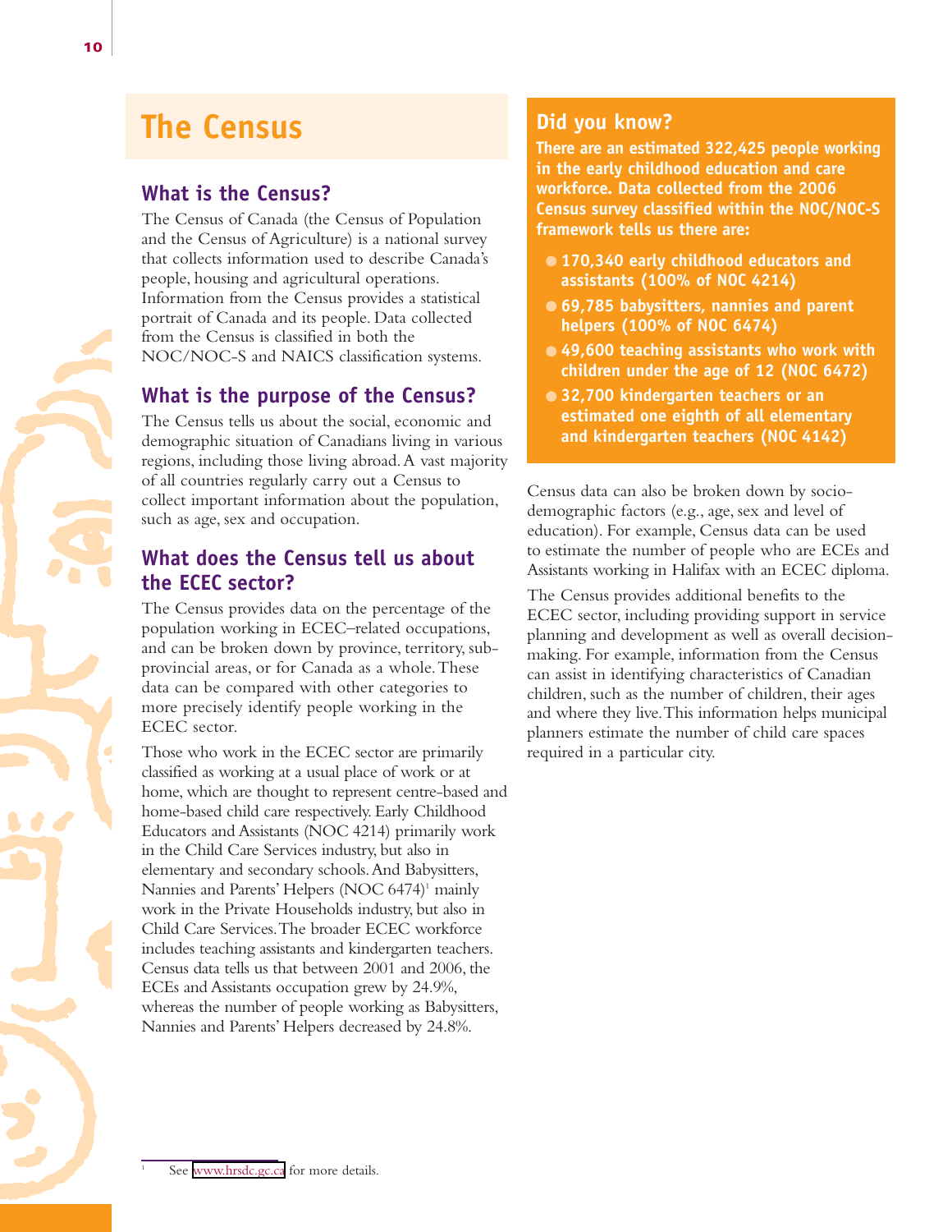# The Census

## What is the Census?

The Census of Canada (the Census of Population and the Census of Agriculture) is a national survey that collects information used to describe Canada's people, housing and agricultural operations. Information from the Census provides a statistical portrait of Canada and its people. Data collected from the Census is classified in both the NOC/NOC-S and NAICS classification systems.

## What is the purpose of the Census?

The Census tells us about the social, economic and demographic situation of Canadians living in various regions, including those living abroad. A vast majority of all countries regularly carry out a Census to collect important information about the population, such as age, sex and occupation.

## What does the Census tell us about the ECEC sector?

The Census provides data on the percentage of the population working in ECEC–related occupations, and can be broken down by province, territory, sub-provincial areas, or for Canada as a whole. These data can be compared with other categories to more precisely identify people working in the ECEC sector.

Those who work in the ECEC sector are primarily classified as working at a usual place of work or at home, which are thought to represent centre-based and home-based child care respectively. Early Childhood Educators and Assistants (NOC 4214) primarily work in the Child Care Services industry, but also in elementary and secondary schools. And Babysitters, Nannies and Parents' Helpers (NOC 6474)[1] mainly work in the Private Households industry, but also in Child Care Services. The broader ECEC workforce includes teaching assistants and kindergarten teachers. Census data tells us that between 2001 and 2006, the ECEs and Assistants occupation grew by 24.9%, whereas the number of people working as Babysitters, Nannies and Parents' Helpers decreased by 24.8%.

## Did you know?

**There are an estimated 322,425 people working in the early childhood education and care workforce. Data collected from the 2006 Census survey classified within the NOC/NOC-S framework tells us there are:**

- **170,340 early childhood educators and assistants (100% of NOC 4214)**
- **69,785 babysitters, nannies and parent helpers (100% of NOC 6474)**
- **49,600 teaching assistants who work with children under the age of 12 (NOC 6472)**
- **32,700 kindergarten teachers or an estimated one eighth of all elementary and kindergarten teachers (NOC 4142)**

Census data can also be broken down by socio-demographic factors (e.g., age, sex and level of education). For example, Census data can be used to estimate the number of people who are ECEs and Assistants working in Halifax with an ECEC diploma.

The Census provides additional benefits to the ECEC sector, including providing support in service planning and development as well as overall decision-making. For example, information from the Census can assist in identifying characteristics of Canadian children, such as the number of children, their ages and where they live. This information helps municipal planners estimate the number of child care spaces required in a particular city.

[1] See www.hrsdc.gc.ca for more details.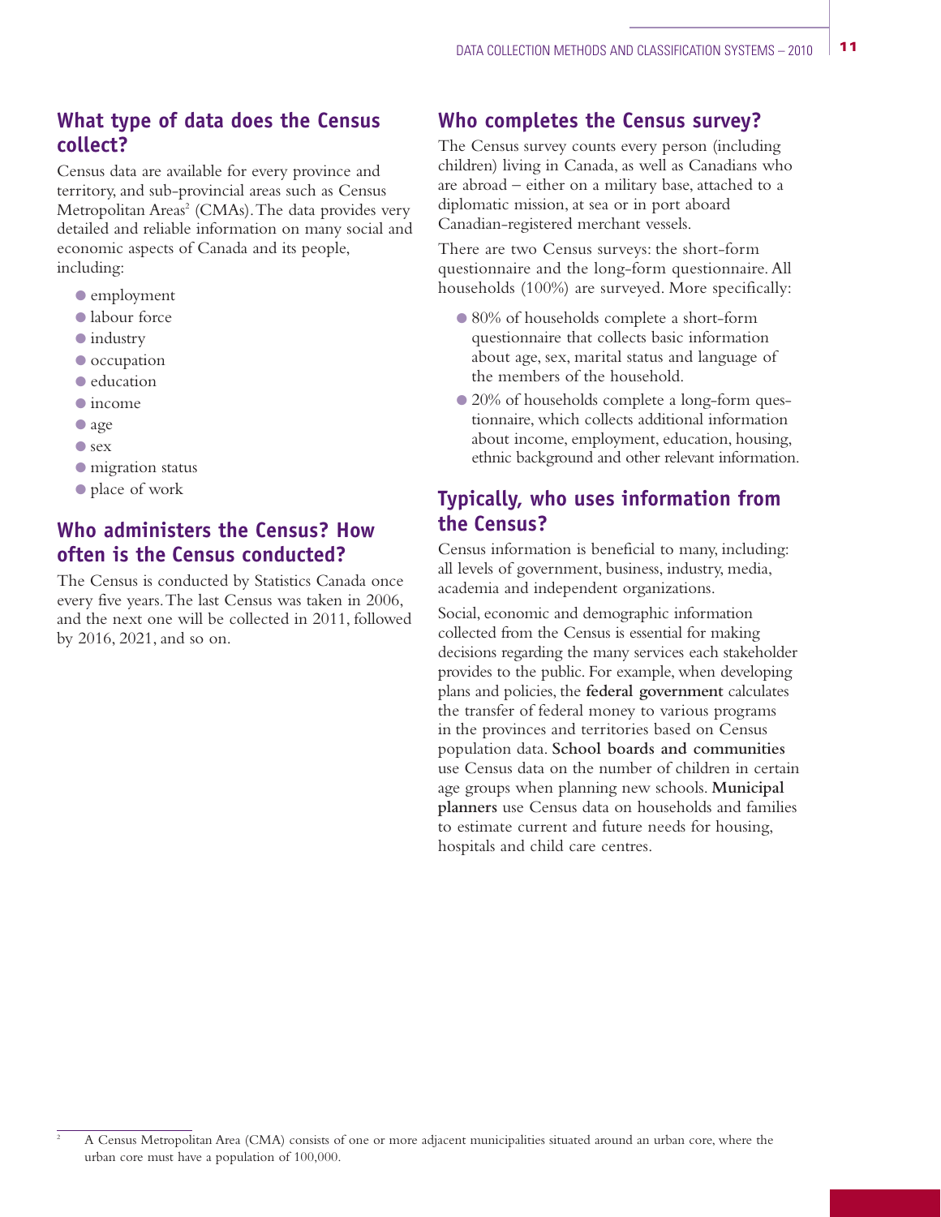## What type of data does the Census collect?

Census data are available for every province and territory, and sub-provincial areas such as Census Metropolitan Areas[2] (CMAs). The data provides very detailed and reliable information on many social and economic aspects of Canada and its people, including:

- employment
- labour force
- industry
- occupation
- education
- income
- age
- sex
- migration status
- place of work

## Who administers the Census? How often is the Census conducted?

The Census is conducted by Statistics Canada once every five years. The last Census was taken in 2006, and the next one will be collected in 2011, followed by 2016, 2021, and so on.

## Who completes the Census survey?

The Census survey counts every person (including children) living in Canada, as well as Canadians who are abroad – either on a military base, attached to a diplomatic mission, at sea or in port aboard Canadian-registered merchant vessels.

There are two Census surveys: the short-form questionnaire and the long-form questionnaire. All households (100%) are surveyed. More specifically:

- 80% of households complete a short-form questionnaire that collects basic information about age, sex, marital status and language of the members of the household.
- 20% of households complete a long-form questionnaire, which collects additional information about income, employment, education, housing, ethnic background and other relevant information.

## Typically, who uses information from the Census?

Census information is beneficial to many, including: all levels of government, business, industry, media, academia and independent organizations.

Social, economic and demographic information collected from the Census is essential for making decisions regarding the many services each stakeholder provides to the public. For example, when developing plans and policies, the **federal government** calculates the transfer of federal money to various programs in the provinces and territories based on Census population data. **School boards and communities** use Census data on the number of children in certain age groups when planning new schools. **Municipal planners** use Census data on households and families to estimate current and future needs for housing, hospitals and child care centres.

---

[2] A Census Metropolitan Area (CMA) consists of one or more adjacent municipalities situated around an urban core, where the urban core must have a population of 100,000.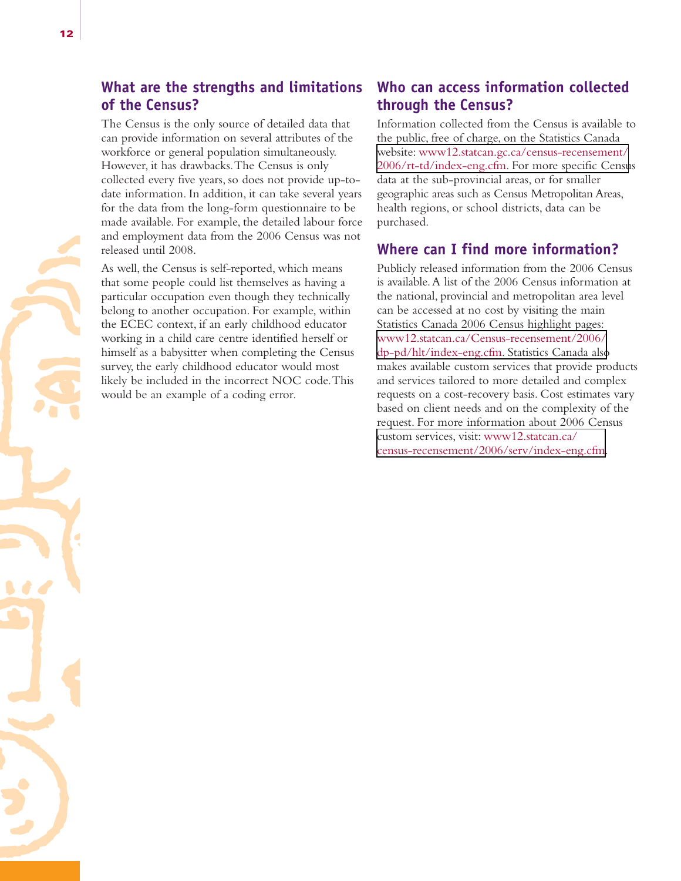## What are the strengths and limitations of the Census?

The Census is the only source of detailed data that can provide information on several attributes of the workforce or general population simultaneously. However, it has drawbacks. The Census is only collected every five years, so does not provide up-to-date information. In addition, it can take several years for the data from the long-form questionnaire to be made available. For example, the detailed labour force and employment data from the 2006 Census was not released until 2008.

As well, the Census is self-reported, which means that some people could list themselves as having a particular occupation even though they technically belong to another occupation. For example, within the ECEC context, if an early childhood educator working in a child care centre identified herself or himself as a babysitter when completing the Census survey, the early childhood educator would most likely be included in the incorrect NOC code. This would be an example of a coding error.

## Who can access information collected through the Census?

Information collected from the Census is available to the public, free of charge, on the Statistics Canada website: www12.statcan.gc.ca/census-recensement/2006/rt-td/index-eng.cfm. For more specific Census data at the sub-provincial areas, or for smaller geographic areas such as Census Metropolitan Areas, health regions, or school districts, data can be purchased.

## Where can I find more information?

Publicly released information from the 2006 Census is available. A list of the 2006 Census information at the national, provincial and metropolitan area level can be accessed at no cost by visiting the main Statistics Canada 2006 Census highlight pages: www12.statcan.ca/Census-recensement/2006/dp-pd/hlt/index-eng.cfm. Statistics Canada also makes available custom services that provide products and services tailored to more detailed and complex requests on a cost-recovery basis. Cost estimates vary based on client needs and on the complexity of the request. For more information about 2006 Census custom services, visit: www12.statcan.ca/census-recensement/2006/serv/index-eng.cfm.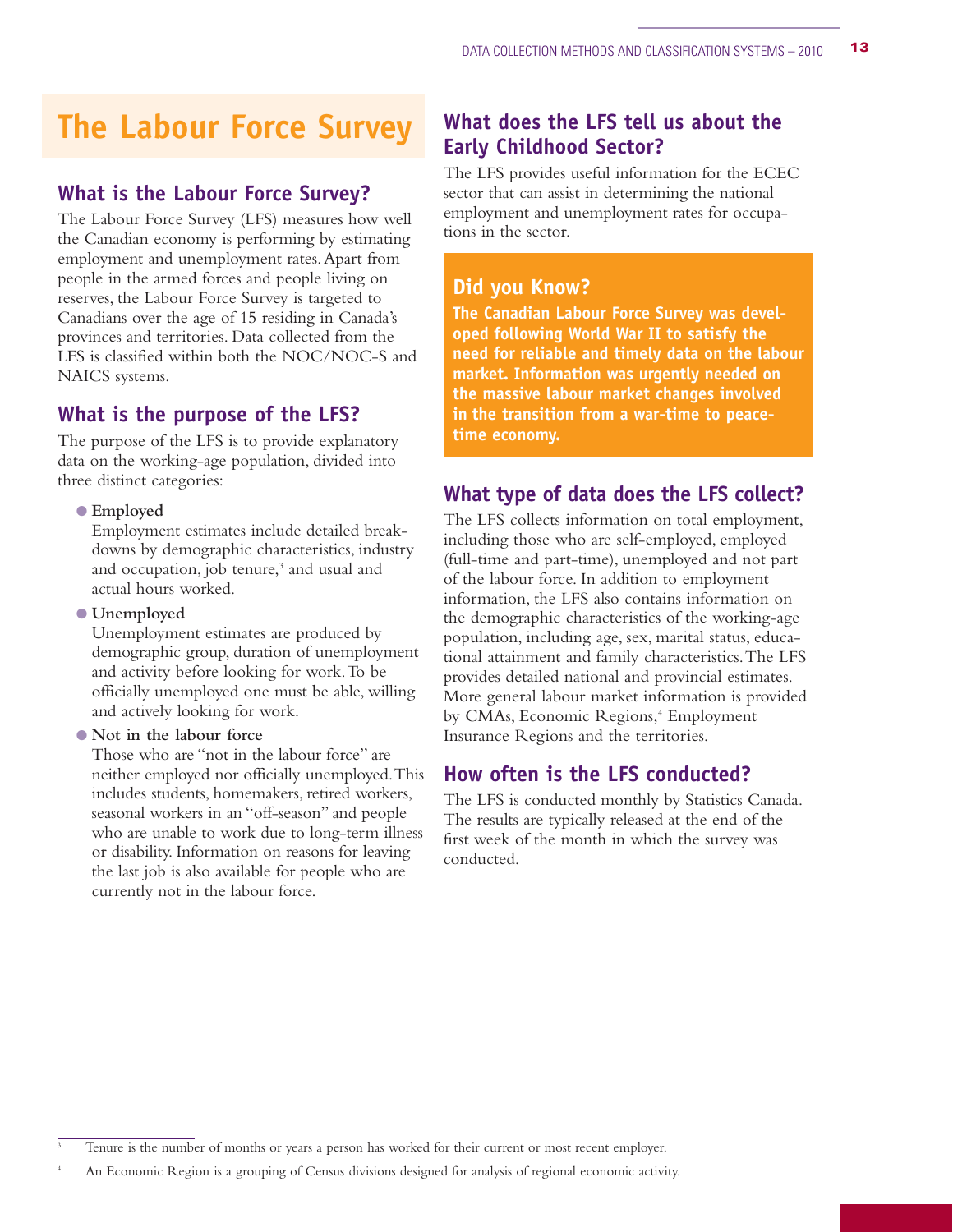# The Labour Force Survey

## What is the Labour Force Survey?

The Labour Force Survey (LFS) measures how well the Canadian economy is performing by estimating employment and unemployment rates. Apart from people in the armed forces and people living on reserves, the Labour Force Survey is targeted to Canadians over the age of 15 residing in Canada's provinces and territories. Data collected from the LFS is classified within both the NOC/NOC-S and NAICS systems.

## What is the purpose of the LFS?

The purpose of the LFS is to provide explanatory data on the working-age population, divided into three distinct categories:

- **Employed**
  Employment estimates include detailed breakdowns by demographic characteristics, industry and occupation, job tenure,[3] and usual and actual hours worked.
- **Unemployed**
  Unemployment estimates are produced by demographic group, duration of unemployment and activity before looking for work. To be officially unemployed one must be able, willing and actively looking for work.
- **Not in the labour force**
  Those who are "not in the labour force" are neither employed nor officially unemployed. This includes students, homemakers, retired workers, seasonal workers in an "off-season" and people who are unable to work due to long-term illness or disability. Information on reasons for leaving the last job is also available for people who are currently not in the labour force.

## What does the LFS tell us about the Early Childhood Sector?

The LFS provides useful information for the ECEC sector that can assist in determining the national employment and unemployment rates for occupations in the sector.

### Did you Know?

**The Canadian Labour Force Survey was developed following World War II to satisfy the need for reliable and timely data on the labour market. Information was urgently needed on the massive labour market changes involved in the transition from a war-time to peace-time economy.**

## What type of data does the LFS collect?

The LFS collects information on total employment, including those who are self-employed, employed (full-time and part-time), unemployed and not part of the labour force. In addition to employment information, the LFS also contains information on the demographic characteristics of the working-age population, including age, sex, marital status, educational attainment and family characteristics. The LFS provides detailed national and provincial estimates. More general labour market information is provided by CMAs, Economic Regions,[4] Employment Insurance Regions and the territories.

## How often is the LFS conducted?

The LFS is conducted monthly by Statistics Canada. The results are typically released at the end of the first week of the month in which the survey was conducted.

---

[3] Tenure is the number of months or years a person has worked for their current or most recent employer.

[4] An Economic Region is a grouping of Census divisions designed for analysis of regional economic activity.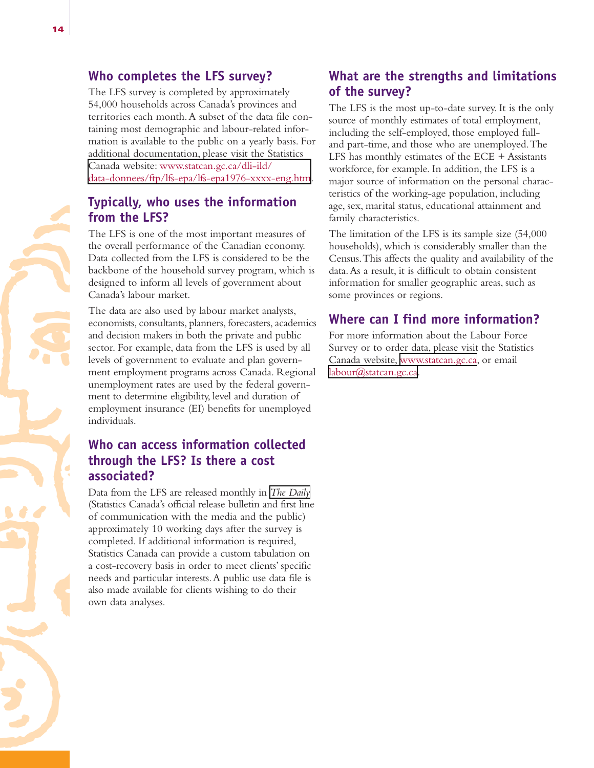## Who completes the LFS survey?

The LFS survey is completed by approximately 54,000 households across Canada's provinces and territories each month. A subset of the data file containing most demographic and labour-related information is available to the public on a yearly basis. For additional documentation, please visit the Statistics Canada website: www.statcan.gc.ca/dli-ild/data-donnees/ftp/lfs-epa/lfs-epa1976-xxxx-eng.htm.

## Typically, who uses the information from the LFS?

The LFS is one of the most important measures of the overall performance of the Canadian economy. Data collected from the LFS is considered to be the backbone of the household survey program, which is designed to inform all levels of government about Canada's labour market.

The data are also used by labour market analysts, economists, consultants, planners, forecasters, academics and decision makers in both the private and public sector. For example, data from the LFS is used by all levels of government to evaluate and plan government employment programs across Canada. Regional unemployment rates are used by the federal government to determine eligibility, level and duration of employment insurance (EI) benefits for unemployed individuals.

## Who can access information collected through the LFS? Is there a cost associated?

Data from the LFS are released monthly in *The Daily* (Statistics Canada's official release bulletin and first line of communication with the media and the public) approximately 10 working days after the survey is completed. If additional information is required, Statistics Canada can provide a custom tabulation on a cost-recovery basis in order to meet clients' specific needs and particular interests. A public use data file is also made available for clients wishing to do their own data analyses.

## What are the strengths and limitations of the survey?

The LFS is the most up-to-date survey. It is the only source of monthly estimates of total employment, including the self-employed, those employed full- and part-time, and those who are unemployed. The LFS has monthly estimates of the ECE + Assistants workforce, for example. In addition, the LFS is a major source of information on the personal characteristics of the working-age population, including age, sex, marital status, educational attainment and family characteristics.

The limitation of the LFS is its sample size (54,000 households), which is considerably smaller than the Census. This affects the quality and availability of the data. As a result, it is difficult to obtain consistent information for smaller geographic areas, such as some provinces or regions.

## Where can I find more information?

For more information about the Labour Force Survey or to order data, please visit the Statistics Canada website, www.statcan.gc.ca, or email labour@statcan.gc.ca.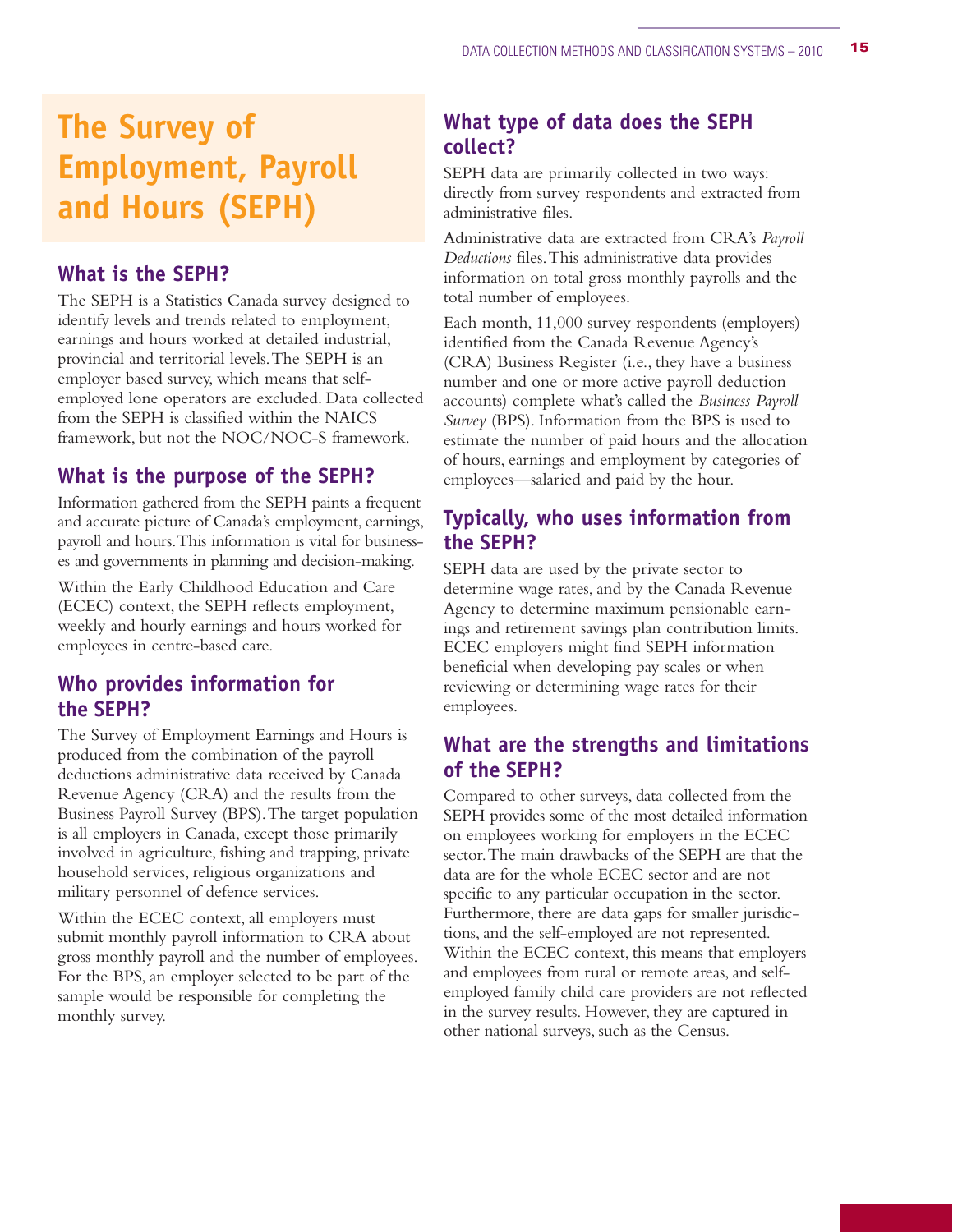# The Survey of Employment, Payroll and Hours (SEPH)

## What is the SEPH?

The SEPH is a Statistics Canada survey designed to identify levels and trends related to employment, earnings and hours worked at detailed industrial, provincial and territorial levels. The SEPH is an employer based survey, which means that self-employed lone operators are excluded. Data collected from the SEPH is classified within the NAICS framework, but not the NOC/NOC-S framework.

## What is the purpose of the SEPH?

Information gathered from the SEPH paints a frequent and accurate picture of Canada's employment, earnings, payroll and hours. This information is vital for businesses and governments in planning and decision-making.

Within the Early Childhood Education and Care (ECEC) context, the SEPH reflects employment, weekly and hourly earnings and hours worked for employees in centre-based care.

## Who provides information for the SEPH?

The Survey of Employment Earnings and Hours is produced from the combination of the payroll deductions administrative data received by Canada Revenue Agency (CRA) and the results from the Business Payroll Survey (BPS). The target population is all employers in Canada, except those primarily involved in agriculture, fishing and trapping, private household services, religious organizations and military personnel of defence services.

Within the ECEC context, all employers must submit monthly payroll information to CRA about gross monthly payroll and the number of employees. For the BPS, an employer selected to be part of the sample would be responsible for completing the monthly survey.

## What type of data does the SEPH collect?

SEPH data are primarily collected in two ways: directly from survey respondents and extracted from administrative files.

Administrative data are extracted from CRA's *Payroll Deductions* files. This administrative data provides information on total gross monthly payrolls and the total number of employees.

Each month, 11,000 survey respondents (employers) identified from the Canada Revenue Agency's (CRA) Business Register (i.e., they have a business number and one or more active payroll deduction accounts) complete what's called the *Business Payroll Survey* (BPS). Information from the BPS is used to estimate the number of paid hours and the allocation of hours, earnings and employment by categories of employees—salaried and paid by the hour.

## Typically, who uses information from the SEPH?

SEPH data are used by the private sector to determine wage rates, and by the Canada Revenue Agency to determine maximum pensionable earnings and retirement savings plan contribution limits. ECEC employers might find SEPH information beneficial when developing pay scales or when reviewing or determining wage rates for their employees.

## What are the strengths and limitations of the SEPH?

Compared to other surveys, data collected from the SEPH provides some of the most detailed information on employees working for employers in the ECEC sector. The main drawbacks of the SEPH are that the data are for the whole ECEC sector and are not specific to any particular occupation in the sector. Furthermore, there are data gaps for smaller jurisdictions, and the self-employed are not represented. Within the ECEC context, this means that employers and employees from rural or remote areas, and self-employed family child care providers are not reflected in the survey results. However, they are captured in other national surveys, such as the Census.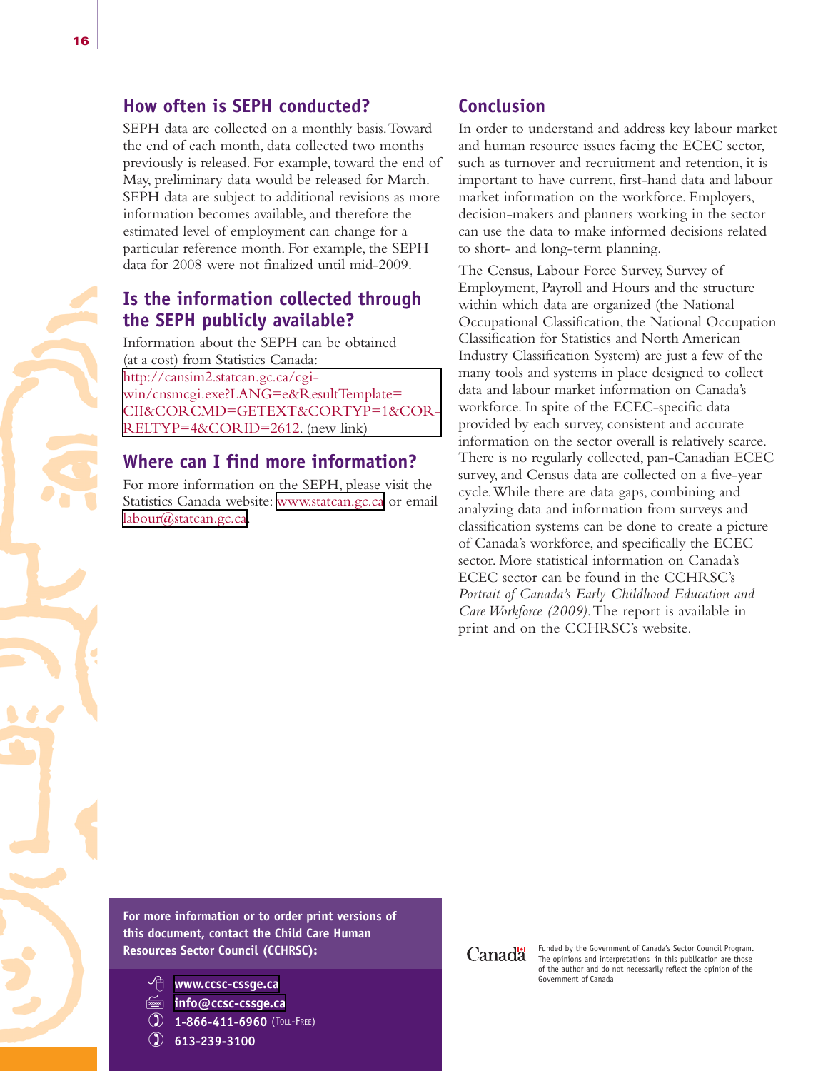## How often is SEPH conducted?

SEPH data are collected on a monthly basis. Toward the end of each month, data collected two months previously is released. For example, toward the end of May, preliminary data would be released for March. SEPH data are subject to additional revisions as more information becomes available, and therefore the estimated level of employment can change for a particular reference month. For example, the SEPH data for 2008 were not finalized until mid-2009.

## Is the information collected through the SEPH publicly available?

Information about the SEPH can be obtained (at a cost) from Statistics Canada: http://cansim2.statcan.gc.ca/cgi-win/cnsmcgi.exe?LANG=e&ResultTemplate=CII&CORCMD=GETEXT&CORTYP=1&CORRELTYP=4&CORID=2612. (new link)

## Where can I find more information?

For more information on the SEPH, please visit the Statistics Canada website: www.statcan.gc.ca or email labour@statcan.gc.ca.

## Conclusion

In order to understand and address key labour market and human resource issues facing the ECEC sector, such as turnover and recruitment and retention, it is important to have current, first-hand data and labour market information on the workforce. Employers, decision-makers and planners working in the sector can use the data to make informed decisions related to short- and long-term planning.

The Census, Labour Force Survey, Survey of Employment, Payroll and Hours and the structure within which data are organized (the National Occupational Classification, the National Occupation Classification for Statistics and North American Industry Classification System) are just a few of the many tools and systems in place designed to collect data and labour market information on Canada's workforce. In spite of the ECEC-specific data provided by each survey, consistent and accurate information on the sector overall is relatively scarce. There is no regularly collected, pan-Canadian ECEC survey, and Census data are collected on a five-year cycle. While there are data gaps, combining and analyzing data and information from surveys and classification systems can be done to create a picture of Canada's workforce, and specifically the ECEC sector. More statistical information on Canada's ECEC sector can be found in the CCHRSC's *Portrait of Canada's Early Childhood Education and Care Workforce (2009)*. The report is available in print and on the CCHRSC's website.

**For more information or to order print versions of this document, contact the Child Care Human Resources Sector Council (CCHRSC):**

- **www.ccsc-cssge.ca**
- **info@ccsc-cssge.ca**
- **1-866-411-6960** (Toll-Free)
- **613-239-3100**

Canada

Funded by the Government of Canada's Sector Council Program. The opinions and interpretations in this publication are those of the author and do not necessarily reflect the opinion of the Government of Canada